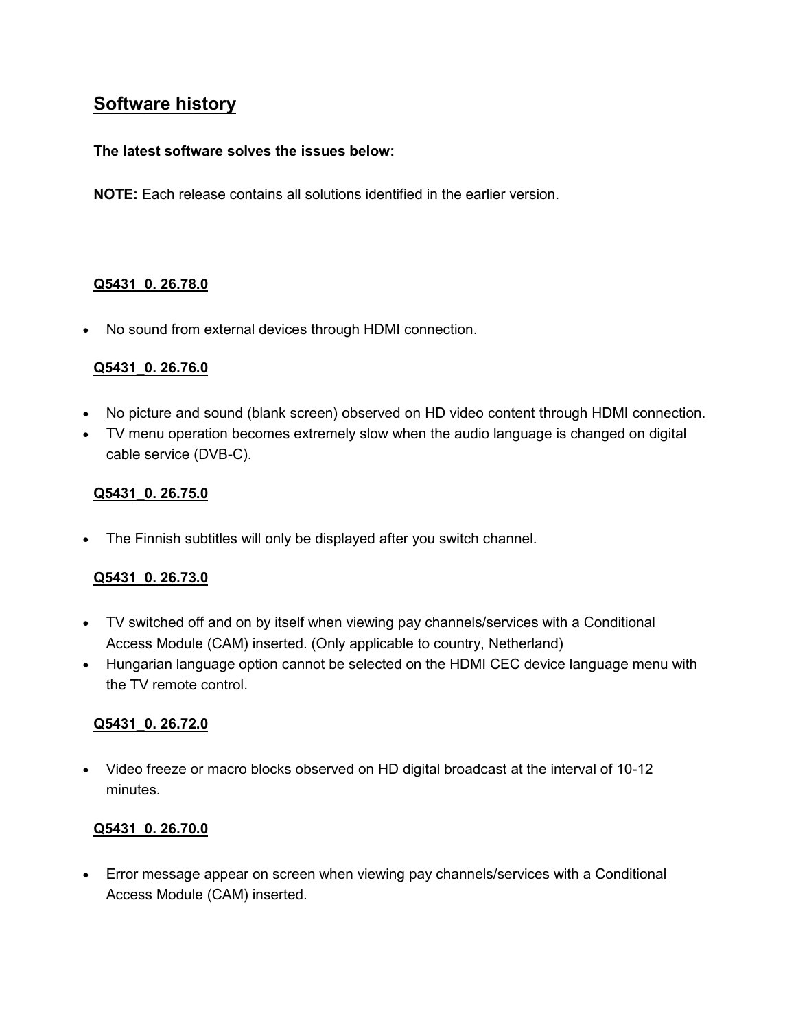## Software history

**The latest software solves the issues below:**

**NOTE:** Each release contains all solutions identified in the earlier version.

**Q5431_0. 26.78.0**

- No sound from external devices through HDMI connection.

**Q5431_0. 26.76.0**

- No picture and sound (blank screen) observed on HD video content through HDMI connection.
- TV menu operation becomes extremely slow when the audio language is changed on digital cable service (DVB-C).

**Q5431_0. 26.75.0**

- The Finnish subtitles will only be displayed after you switch channel.

**Q5431_0. 26.73.0**

- TV switched off and on by itself when viewing pay channels/services with a Conditional Access Module (CAM) inserted. (Only applicable to country, Netherland)
- Hungarian language option cannot be selected on the HDMI CEC device language menu with the TV remote control.

**Q5431_0. 26.72.0**

- Video freeze or macro blocks observed on HD digital broadcast at the interval of 10-12 minutes.

**Q5431_0. 26.70.0**

- Error message appear on screen when viewing pay channels/services with a Conditional Access Module (CAM) inserted.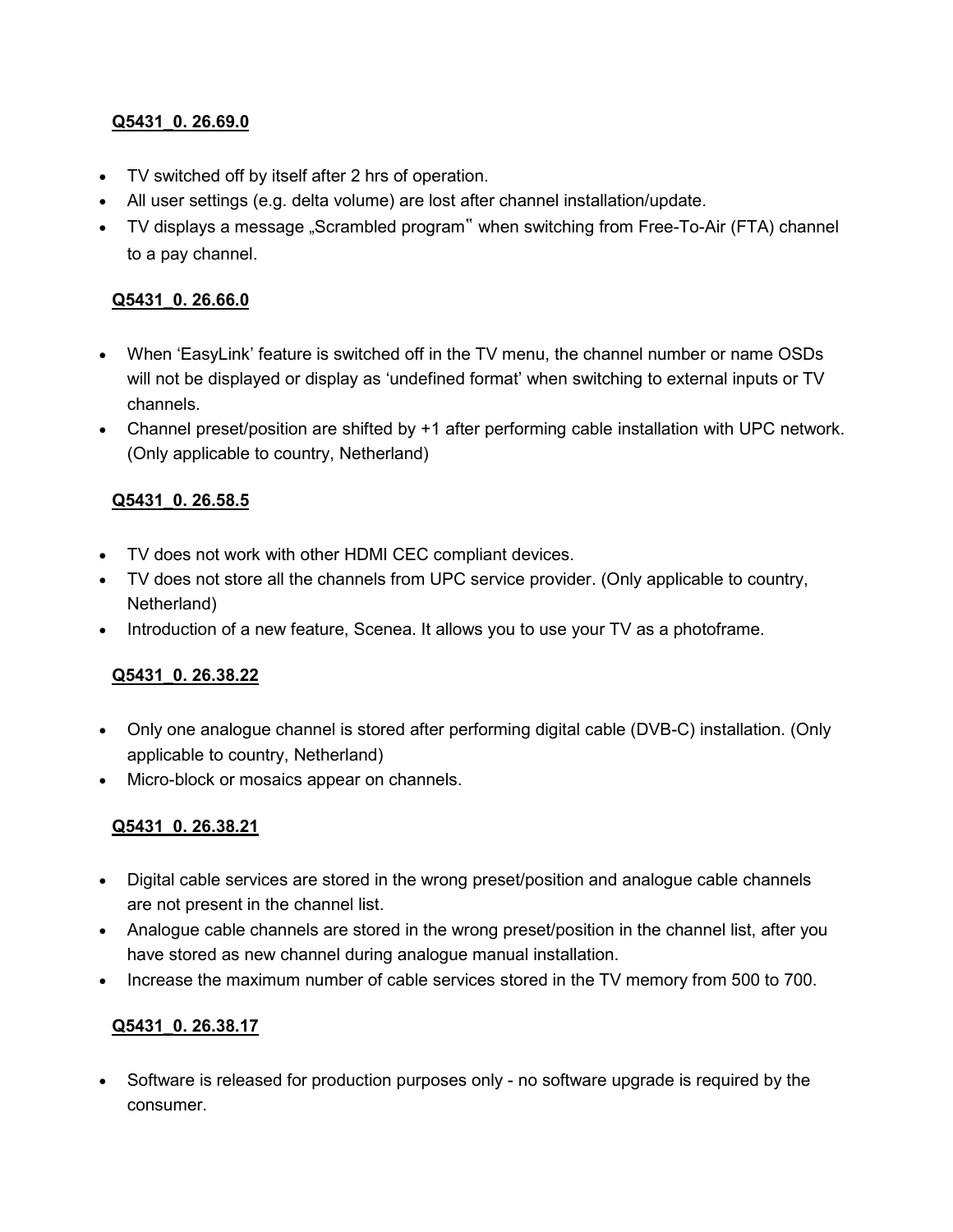**Q5431_0. 26.69.0**

- TV switched off by itself after 2 hrs of operation.
- All user settings (e.g. delta volume) are lost after channel installation/update.
- TV displays a message „Scrambled program" when switching from Free-To-Air (FTA) channel to a pay channel.

**Q5431_0. 26.66.0**

- When 'EasyLink' feature is switched off in the TV menu, the channel number or name OSDs will not be displayed or display as 'undefined format' when switching to external inputs or TV channels.
- Channel preset/position are shifted by +1 after performing cable installation with UPC network. (Only applicable to country, Netherland)

**Q5431_0. 26.58.5**

- TV does not work with other HDMI CEC compliant devices.
- TV does not store all the channels from UPC service provider. (Only applicable to country, Netherland)
- Introduction of a new feature, Scenea. It allows you to use your TV as a photoframe.

**Q5431_0. 26.38.22**

- Only one analogue channel is stored after performing digital cable (DVB-C) installation. (Only applicable to country, Netherland)
- Micro-block or mosaics appear on channels.

**Q5431_0. 26.38.21**

- Digital cable services are stored in the wrong preset/position and analogue cable channels are not present in the channel list.
- Analogue cable channels are stored in the wrong preset/position in the channel list, after you have stored as new channel during analogue manual installation.
- Increase the maximum number of cable services stored in the TV memory from 500 to 700.

**Q5431_0. 26.38.17**

- Software is released for production purposes only - no software upgrade is required by the consumer.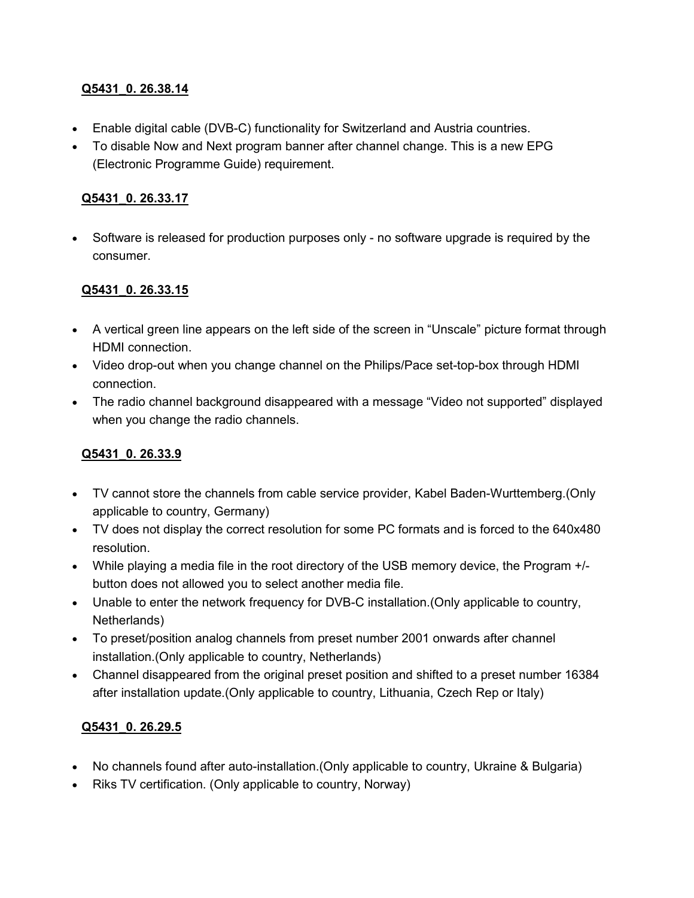**Q5431_0. 26.38.14**

- Enable digital cable (DVB-C) functionality for Switzerland and Austria countries.
- To disable Now and Next program banner after channel change. This is a new EPG (Electronic Programme Guide) requirement.

**Q5431_0. 26.33.17**

- Software is released for production purposes only - no software upgrade is required by the consumer.

**Q5431_0. 26.33.15**

- A vertical green line appears on the left side of the screen in “Unscale” picture format through HDMI connection.
- Video drop-out when you change channel on the Philips/Pace set-top-box through HDMI connection.
- The radio channel background disappeared with a message “Video not supported” displayed when you change the radio channels.

**Q5431_0. 26.33.9**

- TV cannot store the channels from cable service provider, Kabel Baden-Wurttemberg.(Only applicable to country, Germany)
- TV does not display the correct resolution for some PC formats and is forced to the 640x480 resolution.
- While playing a media file in the root directory of the USB memory device, the Program +/- button does not allowed you to select another media file.
- Unable to enter the network frequency for DVB-C installation.(Only applicable to country, Netherlands)
- To preset/position analog channels from preset number 2001 onwards after channel installation.(Only applicable to country, Netherlands)
- Channel disappeared from the original preset position and shifted to a preset number 16384 after installation update.(Only applicable to country, Lithuania, Czech Rep or Italy)

**Q5431_0. 26.29.5**

- No channels found after auto-installation.(Only applicable to country, Ukraine & Bulgaria)
- Riks TV certification. (Only applicable to country, Norway)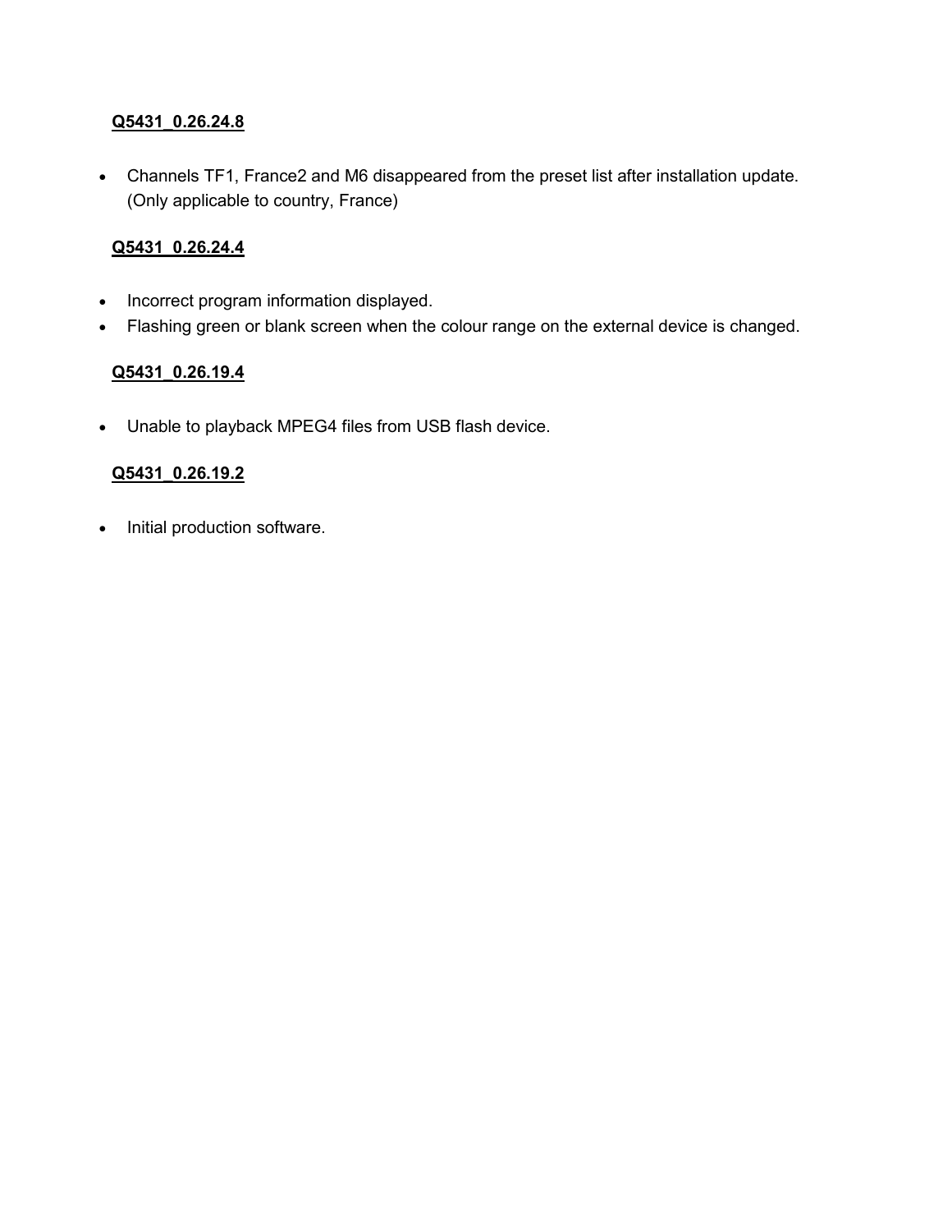**Q5431_0.26.24.8**

- Channels TF1, France2 and M6 disappeared from the preset list after installation update. (Only applicable to country, France)

**Q5431_0.26.24.4**

- Incorrect program information displayed.
- Flashing green or blank screen when the colour range on the external device is changed.

**Q5431_0.26.19.4**

- Unable to playback MPEG4 files from USB flash device.

**Q5431_0.26.19.2**

- Initial production software.